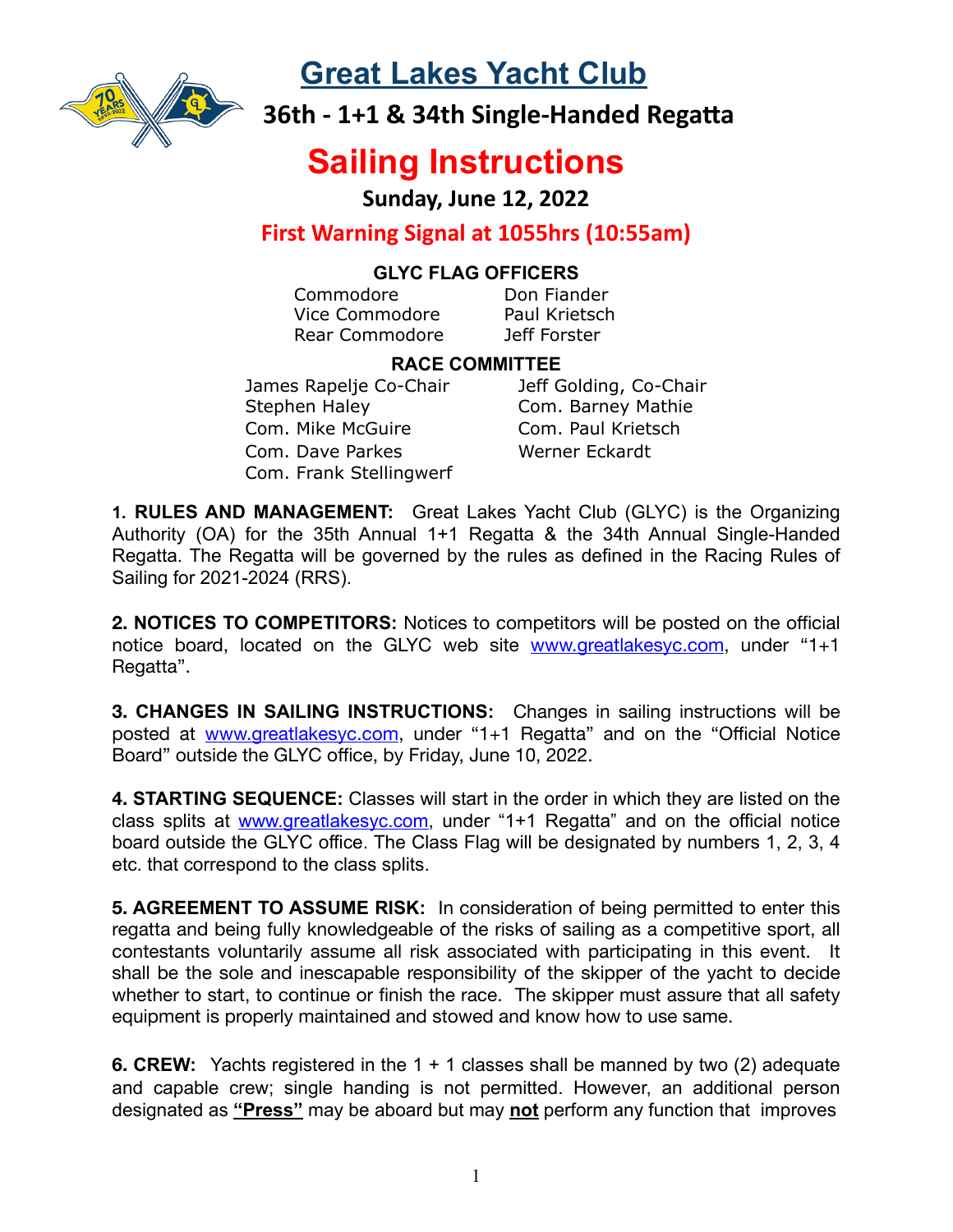# Great Lakes Yacht Club

## 36th - 1+1 & 34th Single-Handed Regatta

# Sailing Instructions

### Sunday, June 12, 2022

### First Warning Signal at 1055hrs (10:55am)

**GLYC FLAG OFFICERS**

| | |
|---|---|
| Commodore | Don Fiander |
| Vice Commodore | Paul Krietsch |
| Rear Commodore | Jeff Forster |

**RACE COMMITTEE**

| | |
|---|---|
| James Rapelje Co-Chair | Jeff Golding, Co-Chair |
| Stephen Haley | Com. Barney Mathie |
| Com. Mike McGuire | Com. Paul Krietsch |
| Com. Dave Parkes | Werner Eckardt |
| Com. Frank Stellingwerf | |

**1. RULES AND MANAGEMENT:** Great Lakes Yacht Club (GLYC) is the Organizing Authority (OA) for the 35th Annual 1+1 Regatta & the 34th Annual Single-Handed Regatta. The Regatta will be governed by the rules as defined in the Racing Rules of Sailing for 2021-2024 (RRS).

**2. NOTICES TO COMPETITORS:** Notices to competitors will be posted on the official notice board, located on the GLYC web site www.greatlakesyc.com, under "1+1 Regatta".

**3. CHANGES IN SAILING INSTRUCTIONS:** Changes in sailing instructions will be posted at www.greatlakesyc.com, under "1+1 Regatta" and on the "Official Notice Board" outside the GLYC office, by Friday, June 10, 2022.

**4. STARTING SEQUENCE:** Classes will start in the order in which they are listed on the class splits at www.greatlakesyc.com, under "1+1 Regatta" and on the official notice board outside the GLYC office. The Class Flag will be designated by numbers 1, 2, 3, 4 etc. that correspond to the class splits.

**5. AGREEMENT TO ASSUME RISK:** In consideration of being permitted to enter this regatta and being fully knowledgeable of the risks of sailing as a competitive sport, all contestants voluntarily assume all risk associated with participating in this event. It shall be the sole and inescapable responsibility of the skipper of the yacht to decide whether to start, to continue or finish the race. The skipper must assure that all safety equipment is properly maintained and stowed and know how to use same.

**6. CREW:** Yachts registered in the 1 + 1 classes shall be manned by two (2) adequate and capable crew; single handing is not permitted. However, an additional person designated as **<u>"Press"</u>** may be aboard but may **<u>not</u>** perform any function that improves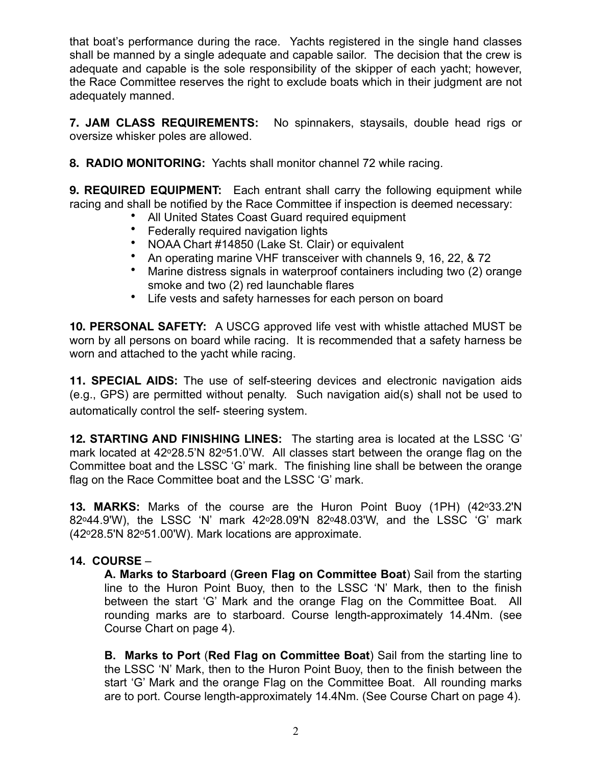that boat's performance during the race. Yachts registered in the single hand classes shall be manned by a single adequate and capable sailor. The decision that the crew is adequate and capable is the sole responsibility of the skipper of each yacht; however, the Race Committee reserves the right to exclude boats which in their judgment are not adequately manned.

**7. JAM CLASS REQUIREMENTS:** No spinnakers, staysails, double head rigs or oversize whisker poles are allowed.

**8. RADIO MONITORING:** Yachts shall monitor channel 72 while racing.

**9. REQUIRED EQUIPMENT:** Each entrant shall carry the following equipment while racing and shall be notified by the Race Committee if inspection is deemed necessary:

- All United States Coast Guard required equipment
- Federally required navigation lights
- NOAA Chart #14850 (Lake St. Clair) or equivalent
- An operating marine VHF transceiver with channels 9, 16, 22, & 72
- Marine distress signals in waterproof containers including two (2) orange smoke and two (2) red launchable flares
- Life vests and safety harnesses for each person on board

**10. PERSONAL SAFETY:** A USCG approved life vest with whistle attached MUST be worn by all persons on board while racing. It is recommended that a safety harness be worn and attached to the yacht while racing.

**11. SPECIAL AIDS:** The use of self-steering devices and electronic navigation aids (e.g., GPS) are permitted without penalty. Such navigation aid(s) shall not be used to automatically control the self- steering system.

**12. STARTING AND FINISHING LINES:** The starting area is located at the LSSC 'G' mark located at 42°28.5'N 82°51.0'W. All classes start between the orange flag on the Committee boat and the LSSC 'G' mark. The finishing line shall be between the orange flag on the Race Committee boat and the LSSC 'G' mark.

**13. MARKS:** Marks of the course are the Huron Point Buoy (1PH) (42°33.2'N 82°44.9'W), the LSSC 'N' mark 42°28.09'N 82°48.03'W, and the LSSC 'G' mark (42°28.5'N 82°51.00'W). Mark locations are approximate.

**14. COURSE** –

**A. Marks to Starboard** (**Green Flag on Committee Boat**) Sail from the starting line to the Huron Point Buoy, then to the LSSC 'N' Mark, then to the finish between the start 'G' Mark and the orange Flag on the Committee Boat. All rounding marks are to starboard. Course length-approximately 14.4Nm. (see Course Chart on page 4).

**B. Marks to Port** (**Red Flag on Committee Boat**) Sail from the starting line to the LSSC 'N' Mark, then to the Huron Point Buoy, then to the finish between the start 'G' Mark and the orange Flag on the Committee Boat. All rounding marks are to port. Course length-approximately 14.4Nm. (See Course Chart on page 4).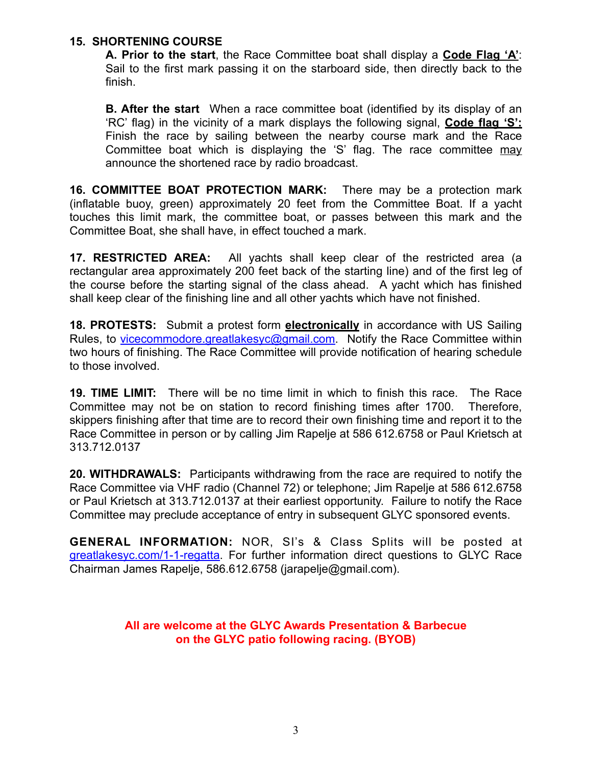**15. SHORTENING COURSE**

**A. Prior to the start**, the Race Committee boat shall display a **Code Flag 'A'**: Sail to the first mark passing it on the starboard side, then directly back to the finish.

**B. After the start** When a race committee boat (identified by its display of an 'RC' flag) in the vicinity of a mark displays the following signal, **Code flag 'S':** Finish the race by sailing between the nearby course mark and the Race Committee boat which is displaying the 'S' flag. The race committee may announce the shortened race by radio broadcast.

**16. COMMITTEE BOAT PROTECTION MARK:** There may be a protection mark (inflatable buoy, green) approximately 20 feet from the Committee Boat. If a yacht touches this limit mark, the committee boat, or passes between this mark and the Committee Boat, she shall have, in effect touched a mark.

**17. RESTRICTED AREA:** All yachts shall keep clear of the restricted area (a rectangular area approximately 200 feet back of the starting line) and of the first leg of the course before the starting signal of the class ahead. A yacht which has finished shall keep clear of the finishing line and all other yachts which have not finished.

**18. PROTESTS:** Submit a protest form **electronically** in accordance with US Sailing Rules, to vicecommodore.greatlakesyc@gmail.com. Notify the Race Committee within two hours of finishing. The Race Committee will provide notification of hearing schedule to those involved.

**19. TIME LIMIT:** There will be no time limit in which to finish this race. The Race Committee may not be on station to record finishing times after 1700. Therefore, skippers finishing after that time are to record their own finishing time and report it to the Race Committee in person or by calling Jim Rapelje at 586 612.6758 or Paul Krietsch at 313.712.0137

**20. WITHDRAWALS:** Participants withdrawing from the race are required to notify the Race Committee via VHF radio (Channel 72) or telephone; Jim Rapelje at 586 612.6758 or Paul Krietsch at 313.712.0137 at their earliest opportunity. Failure to notify the Race Committee may preclude acceptance of entry in subsequent GLYC sponsored events.

**GENERAL INFORMATION:** NOR, SI's & Class Splits will be posted at greatlakesyc.com/1-1-regatta. For further information direct questions to GLYC Race Chairman James Rapelje, 586.612.6758 (jarapelje@gmail.com).

**All are welcome at the GLYC Awards Presentation & Barbecue on the GLYC patio following racing. (BYOB)**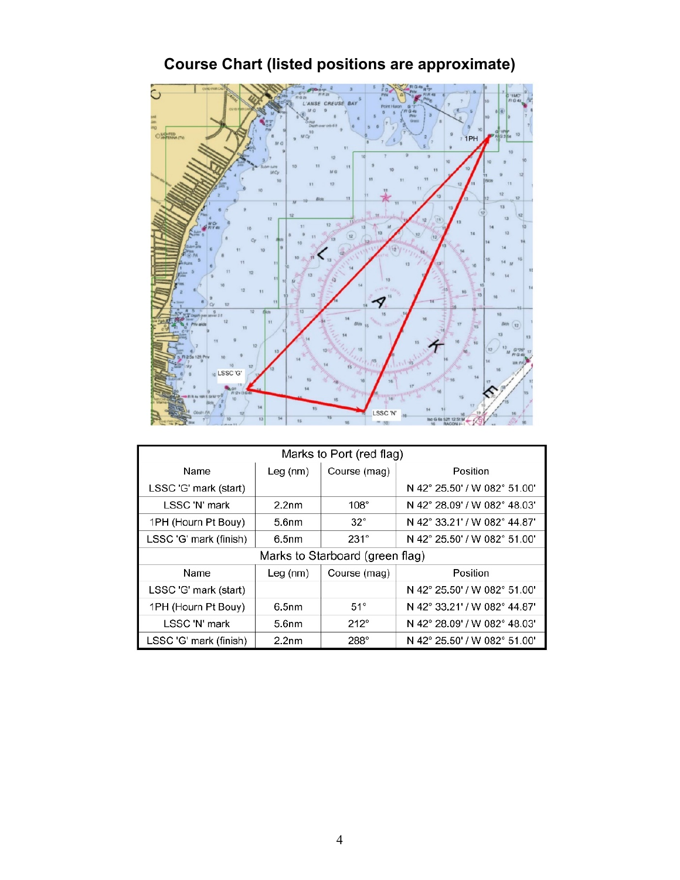# Course Chart (listed positions are approximate)

| Marks to Port (red flag) | | | |
|---|---|---|---|
| Name | Leg (nm) | Course (mag) | Position |
| LSSC 'G' mark (start) | | | N 42° 25.50' / W 082° 51.00' |
| LSSC 'N' mark | 2.2nm | 108° | N 42° 28.09' / W 082° 48.03' |
| 1PH (Hourn Pt Bouy) | 5.6nm | 32° | N 42° 33.21' / W 082° 44.87' |
| LSSC 'G' mark (finish) | 6.5nm | 231° | N 42° 25.50' / W 082° 51.00' |
| **Marks to Starboard (green flag)** | | | |
| Name | Leg (nm) | Course (mag) | Position |
| LSSC 'G' mark (start) | | | N 42° 25.50' / W 082° 51.00' |
| 1PH (Hourn Pt Bouy) | 6.5nm | 51° | N 42° 33.21' / W 082° 44.87' |
| LSSC 'N' mark | 5.6nm | 212° | N 42° 28.09' / W 082° 48.03' |
| LSSC 'G' mark (finish) | 2.2nm | 288° | N 42° 25.50' / W 082° 51.00' |